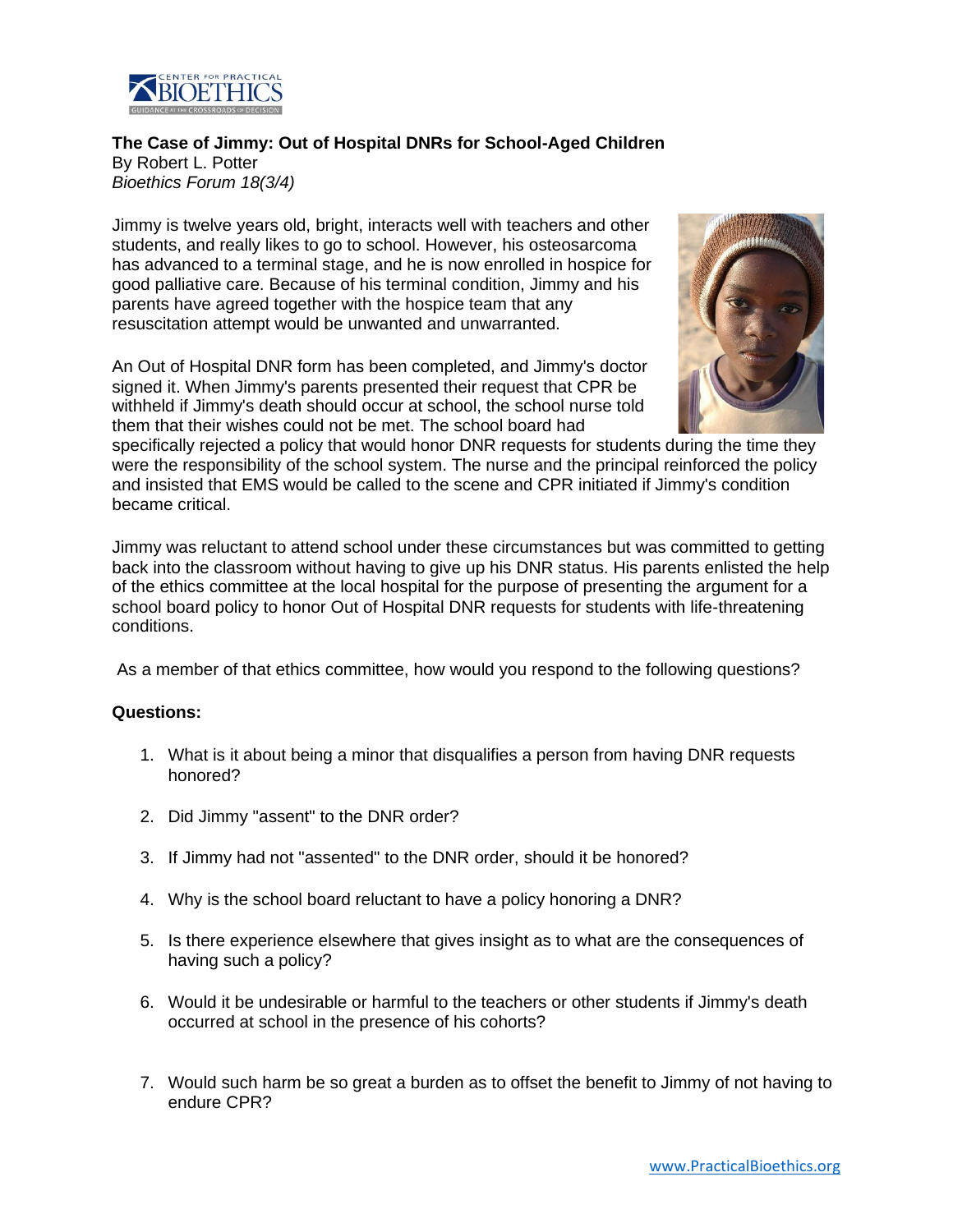**The Case of Jimmy: Out of Hospital DNRs for School-Aged Children**
By Robert L. Potter
*Bioethics Forum 18(3/4)*

Jimmy is twelve years old, bright, interacts well with teachers and other students, and really likes to go to school. However, his osteosarcoma has advanced to a terminal stage, and he is now enrolled in hospice for good palliative care. Because of his terminal condition, Jimmy and his parents have agreed together with the hospice team that any resuscitation attempt would be unwanted and unwarranted.

An Out of Hospital DNR form has been completed, and Jimmy's doctor signed it. When Jimmy's parents presented their request that CPR be withheld if Jimmy's death should occur at school, the school nurse told them that their wishes could not be met. The school board had specifically rejected a policy that would honor DNR requests for students during the time they were the responsibility of the school system. The nurse and the principal reinforced the policy and insisted that EMS would be called to the scene and CPR initiated if Jimmy's condition became critical.

Jimmy was reluctant to attend school under these circumstances but was committed to getting back into the classroom without having to give up his DNR status. His parents enlisted the help of the ethics committee at the local hospital for the purpose of presenting the argument for a school board policy to honor Out of Hospital DNR requests for students with life-threatening conditions.

As a member of that ethics committee, how would you respond to the following questions?

**Questions:**

1. What is it about being a minor that disqualifies a person from having DNR requests honored?
2. Did Jimmy "assent" to the DNR order?
3. If Jimmy had not "assented" to the DNR order, should it be honored?
4. Why is the school board reluctant to have a policy honoring a DNR?
5. Is there experience elsewhere that gives insight as to what are the consequences of having such a policy?
6. Would it be undesirable or harmful to the teachers or other students if Jimmy's death occurred at school in the presence of his cohorts?
7. Would such harm be so great a burden as to offset the benefit to Jimmy of not having to endure CPR?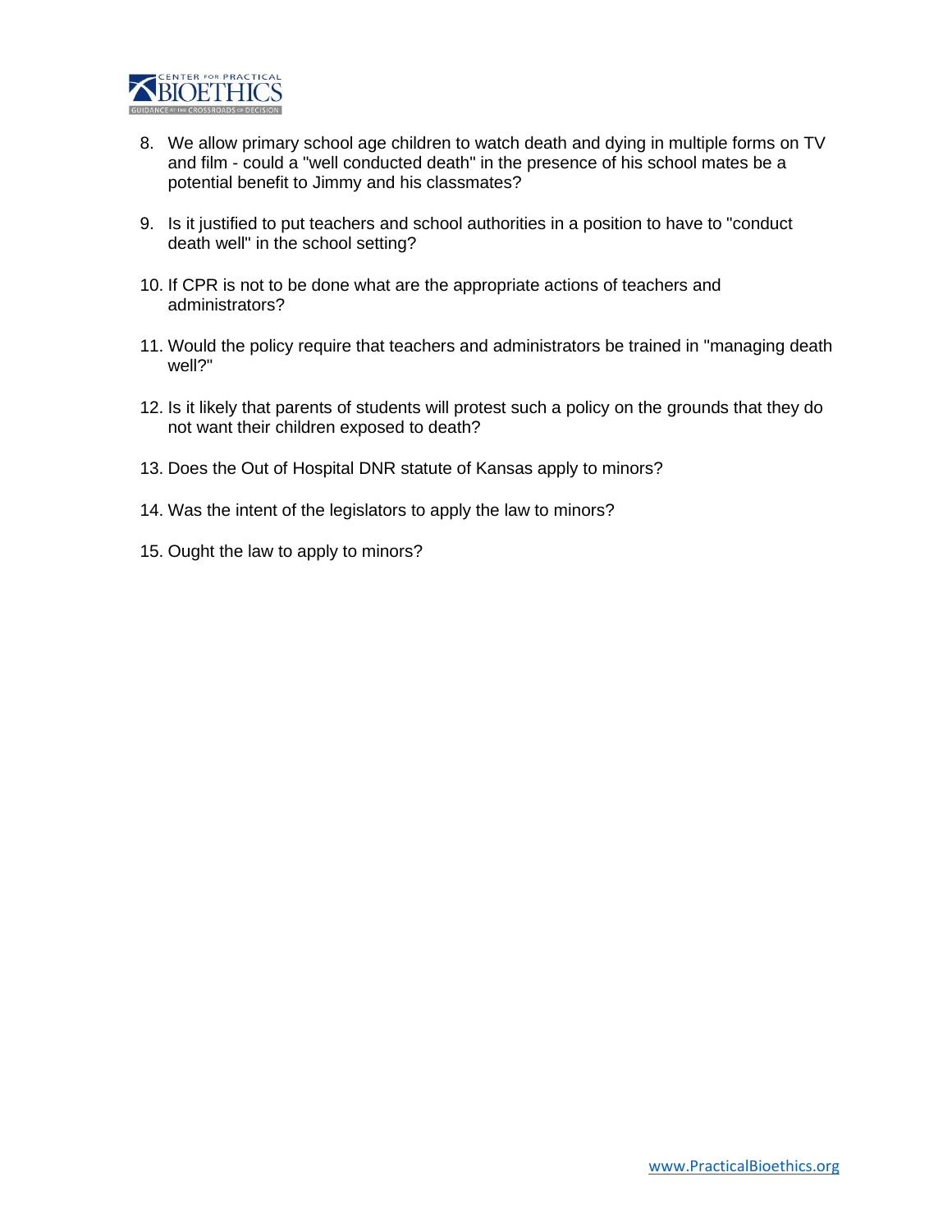8. We allow primary school age children to watch death and dying in multiple forms on TV and film - could a "well conducted death" in the presence of his school mates be a potential benefit to Jimmy and his classmates?

9. Is it justified to put teachers and school authorities in a position to have to "conduct death well" in the school setting?

10. If CPR is not to be done what are the appropriate actions of teachers and administrators?

11. Would the policy require that teachers and administrators be trained in "managing death well?"

12. Is it likely that parents of students will protest such a policy on the grounds that they do not want their children exposed to death?

13. Does the Out of Hospital DNR statute of Kansas apply to minors?

14. Was the intent of the legislators to apply the law to minors?

15. Ought the law to apply to minors?